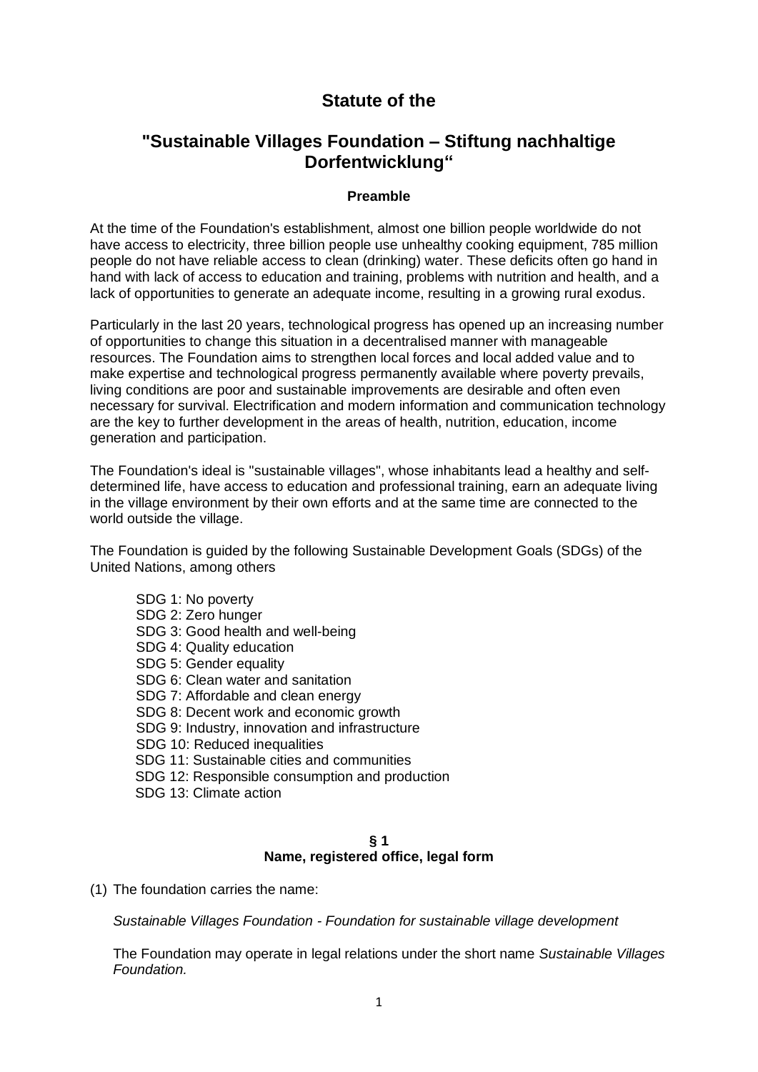# Statute of the

# "Sustainable Villages Foundation – Stiftung nachhaltige Dorfentwicklung"

### Preamble

At the time of the Foundation's establishment, almost one billion people worldwide do not have access to electricity, three billion people use unhealthy cooking equipment, 785 million people do not have reliable access to clean (drinking) water. These deficits often go hand in hand with lack of access to education and training, problems with nutrition and health, and a lack of opportunities to generate an adequate income, resulting in a growing rural exodus.

Particularly in the last 20 years, technological progress has opened up an increasing number of opportunities to change this situation in a decentralised manner with manageable resources. The Foundation aims to strengthen local forces and local added value and to make expertise and technological progress permanently available where poverty prevails, living conditions are poor and sustainable improvements are desirable and often even necessary for survival. Electrification and modern information and communication technology are the key to further development in the areas of health, nutrition, education, income generation and participation.

The Foundation's ideal is "sustainable villages", whose inhabitants lead a healthy and self-determined life, have access to education and professional training, earn an adequate living in the village environment by their own efforts and at the same time are connected to the world outside the village.

The Foundation is guided by the following Sustainable Development Goals (SDGs) of the United Nations, among others

SDG 1: No poverty
SDG 2: Zero hunger
SDG 3: Good health and well-being
SDG 4: Quality education
SDG 5: Gender equality
SDG 6: Clean water and sanitation
SDG 7: Affordable and clean energy
SDG 8: Decent work and economic growth
SDG 9: Industry, innovation and infrastructure
SDG 10: Reduced inequalities
SDG 11: Sustainable cities and communities
SDG 12: Responsible consumption and production
SDG 13: Climate action

### § 1
### Name, registered office, legal form

(1) The foundation carries the name:

*Sustainable Villages Foundation - Foundation for sustainable village development*

The Foundation may operate in legal relations under the short name *Sustainable Villages Foundation.*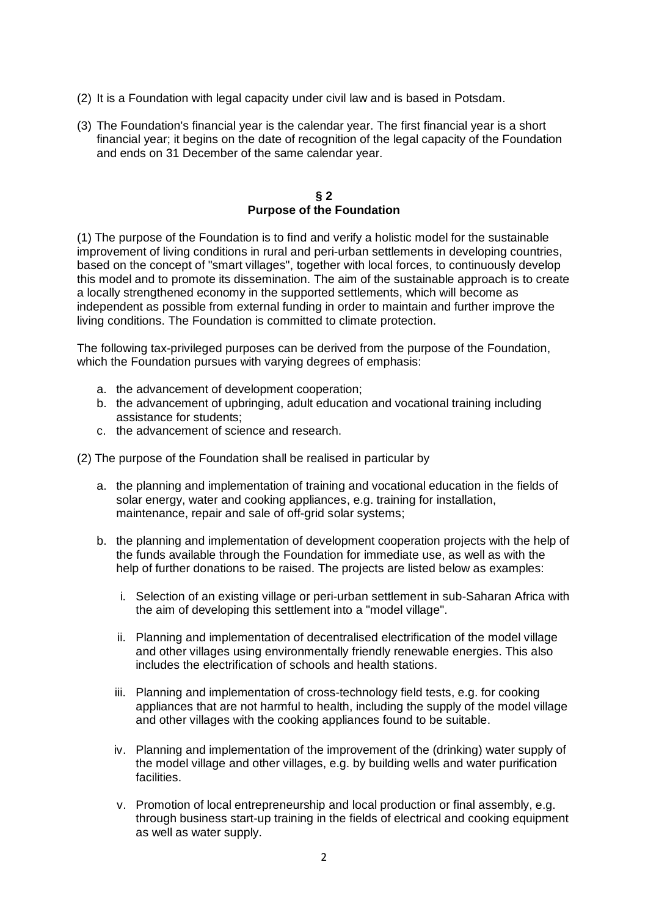(2) It is a Foundation with legal capacity under civil law and is based in Potsdam.

(3) The Foundation's financial year is the calendar year. The first financial year is a short financial year; it begins on the date of recognition of the legal capacity of the Foundation and ends on 31 December of the same calendar year.

## § 2
## Purpose of the Foundation

(1) The purpose of the Foundation is to find and verify a holistic model for the sustainable improvement of living conditions in rural and peri-urban settlements in developing countries, based on the concept of "smart villages", together with local forces, to continuously develop this model and to promote its dissemination. The aim of the sustainable approach is to create a locally strengthened economy in the supported settlements, which will become as independent as possible from external funding in order to maintain and further improve the living conditions. The Foundation is committed to climate protection.

The following tax-privileged purposes can be derived from the purpose of the Foundation, which the Foundation pursues with varying degrees of emphasis:

a. the advancement of development cooperation;
b. the advancement of upbringing, adult education and vocational training including assistance for students;
c. the advancement of science and research.

(2) The purpose of the Foundation shall be realised in particular by

a. the planning and implementation of training and vocational education in the fields of solar energy, water and cooking appliances, e.g. training for installation, maintenance, repair and sale of off-grid solar systems;

b. the planning and implementation of development cooperation projects with the help of the funds available through the Foundation for immediate use, as well as with the help of further donations to be raised. The projects are listed below as examples:

   i. Selection of an existing village or peri-urban settlement in sub-Saharan Africa with the aim of developing this settlement into a "model village".

   ii. Planning and implementation of decentralised electrification of the model village and other villages using environmentally friendly renewable energies. This also includes the electrification of schools and health stations.

   iii. Planning and implementation of cross-technology field tests, e.g. for cooking appliances that are not harmful to health, including the supply of the model village and other villages with the cooking appliances found to be suitable.

   iv. Planning and implementation of the improvement of the (drinking) water supply of the model village and other villages, e.g. by building wells and water purification facilities.

   v. Promotion of local entrepreneurship and local production or final assembly, e.g. through business start-up training in the fields of electrical and cooking equipment as well as water supply.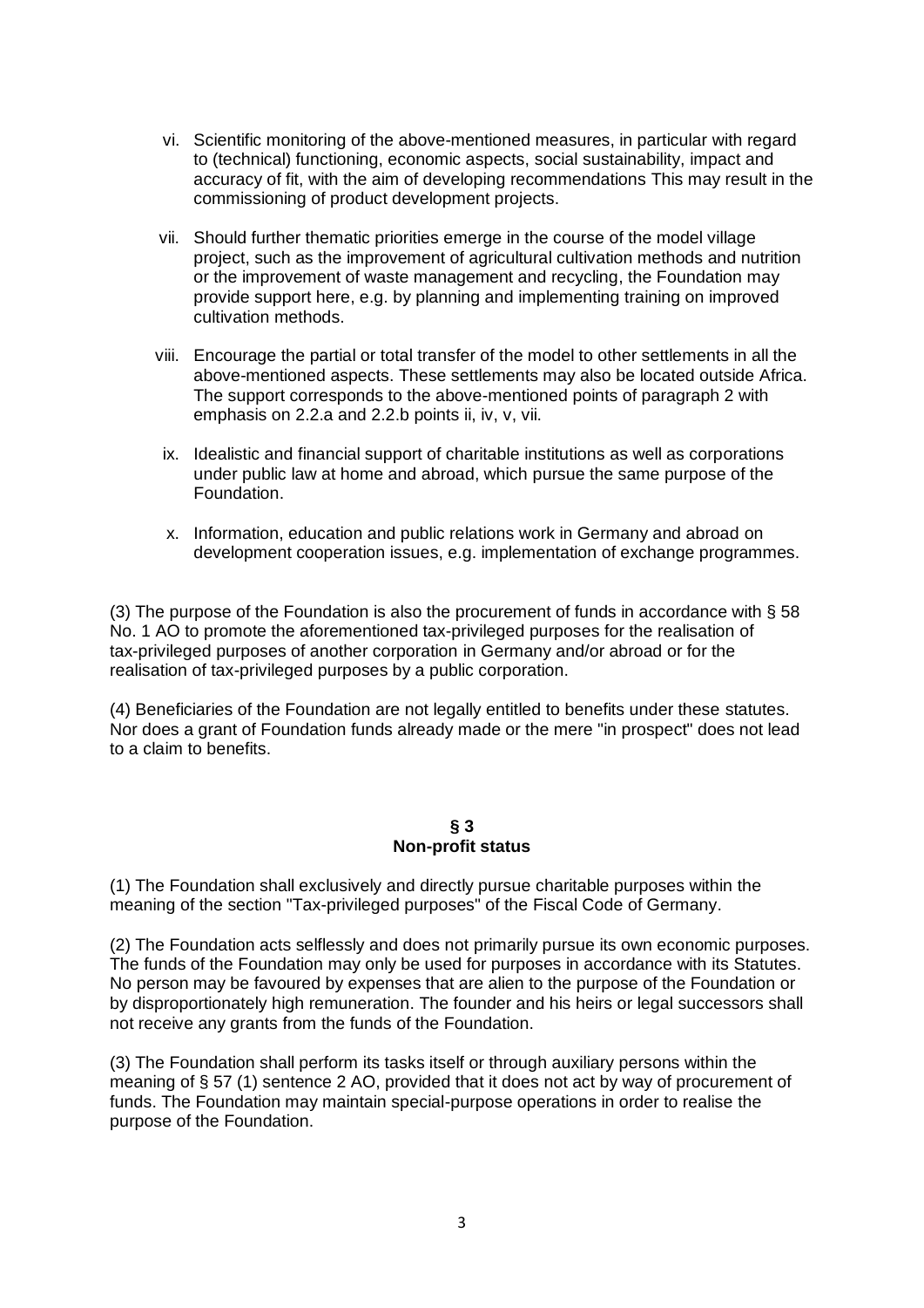vi. Scientific monitoring of the above-mentioned measures, in particular with regard to (technical) functioning, economic aspects, social sustainability, impact and accuracy of fit, with the aim of developing recommendations This may result in the commissioning of product development projects.

vii. Should further thematic priorities emerge in the course of the model village project, such as the improvement of agricultural cultivation methods and nutrition or the improvement of waste management and recycling, the Foundation may provide support here, e.g. by planning and implementing training on improved cultivation methods.

viii. Encourage the partial or total transfer of the model to other settlements in all the above-mentioned aspects. These settlements may also be located outside Africa. The support corresponds to the above-mentioned points of paragraph 2 with emphasis on 2.2.a and 2.2.b points ii, iv, v, vii.

ix. Idealistic and financial support of charitable institutions as well as corporations under public law at home and abroad, which pursue the same purpose of the Foundation.

x. Information, education and public relations work in Germany and abroad on development cooperation issues, e.g. implementation of exchange programmes.

(3) The purpose of the Foundation is also the procurement of funds in accordance with § 58 No. 1 AO to promote the aforementioned tax-privileged purposes for the realisation of tax-privileged purposes of another corporation in Germany and/or abroad or for the realisation of tax-privileged purposes by a public corporation.

(4) Beneficiaries of the Foundation are not legally entitled to benefits under these statutes. Nor does a grant of Foundation funds already made or the mere "in prospect" does not lead to a claim to benefits.

## § 3
## Non-profit status

(1) The Foundation shall exclusively and directly pursue charitable purposes within the meaning of the section "Tax-privileged purposes" of the Fiscal Code of Germany.

(2) The Foundation acts selflessly and does not primarily pursue its own economic purposes. The funds of the Foundation may only be used for purposes in accordance with its Statutes. No person may be favoured by expenses that are alien to the purpose of the Foundation or by disproportionately high remuneration. The founder and his heirs or legal successors shall not receive any grants from the funds of the Foundation.

(3) The Foundation shall perform its tasks itself or through auxiliary persons within the meaning of § 57 (1) sentence 2 AO, provided that it does not act by way of procurement of funds. The Foundation may maintain special-purpose operations in order to realise the purpose of the Foundation.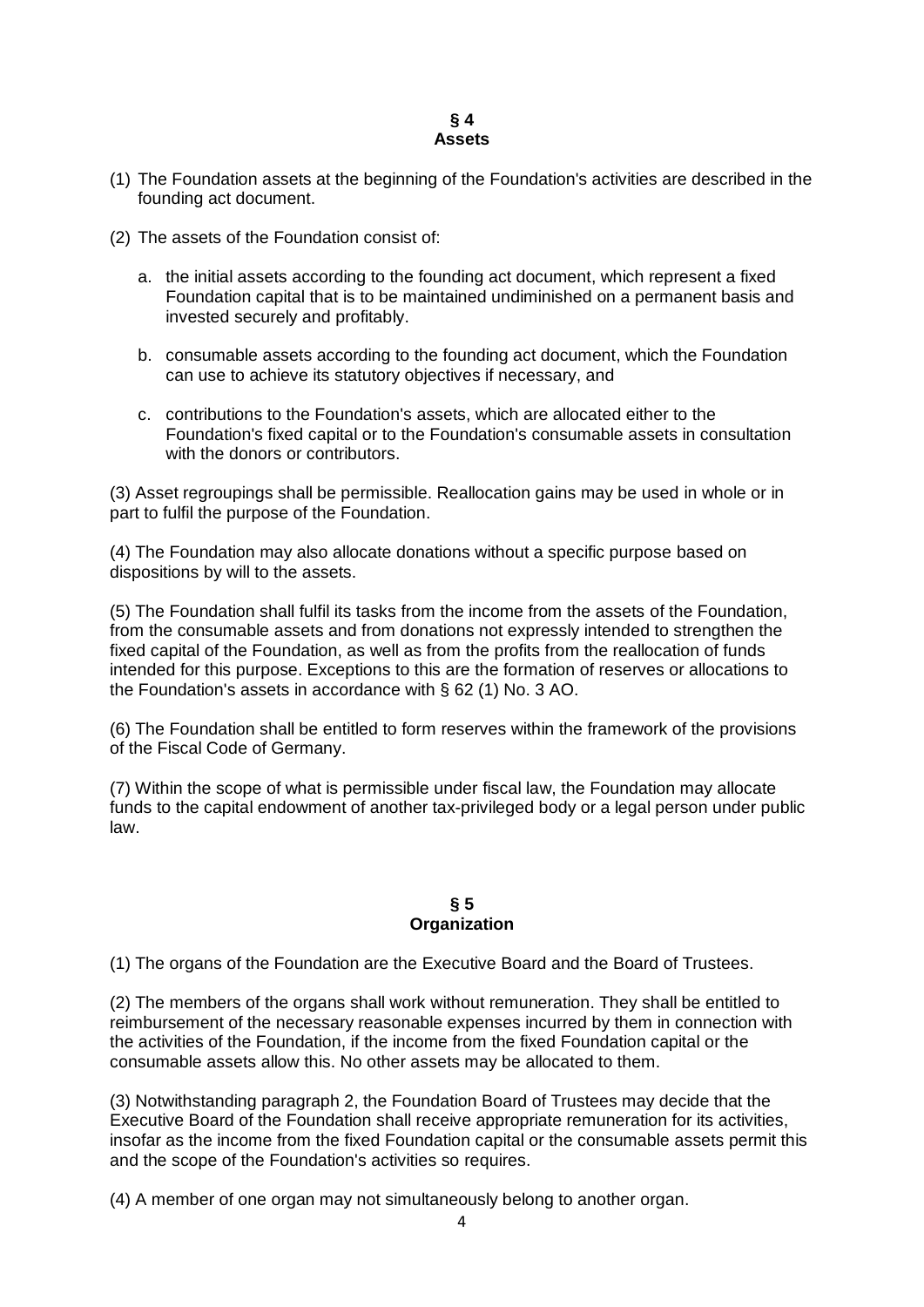## § 4
## Assets

(1) The Foundation assets at the beginning of the Foundation's activities are described in the founding act document.

(2) The assets of the Foundation consist of:

a. the initial assets according to the founding act document, which represent a fixed Foundation capital that is to be maintained undiminished on a permanent basis and invested securely and profitably.

b. consumable assets according to the founding act document, which the Foundation can use to achieve its statutory objectives if necessary, and

c. contributions to the Foundation's assets, which are allocated either to the Foundation's fixed capital or to the Foundation's consumable assets in consultation with the donors or contributors.

(3) Asset regroupings shall be permissible. Reallocation gains may be used in whole or in part to fulfil the purpose of the Foundation.

(4) The Foundation may also allocate donations without a specific purpose based on dispositions by will to the assets.

(5) The Foundation shall fulfil its tasks from the income from the assets of the Foundation, from the consumable assets and from donations not expressly intended to strengthen the fixed capital of the Foundation, as well as from the profits from the reallocation of funds intended for this purpose. Exceptions to this are the formation of reserves or allocations to the Foundation's assets in accordance with § 62 (1) No. 3 AO.

(6) The Foundation shall be entitled to form reserves within the framework of the provisions of the Fiscal Code of Germany.

(7) Within the scope of what is permissible under fiscal law, the Foundation may allocate funds to the capital endowment of another tax-privileged body or a legal person under public law.

## § 5
## Organization

(1) The organs of the Foundation are the Executive Board and the Board of Trustees.

(2) The members of the organs shall work without remuneration. They shall be entitled to reimbursement of the necessary reasonable expenses incurred by them in connection with the activities of the Foundation, if the income from the fixed Foundation capital or the consumable assets allow this. No other assets may be allocated to them.

(3) Notwithstanding paragraph 2, the Foundation Board of Trustees may decide that the Executive Board of the Foundation shall receive appropriate remuneration for its activities, insofar as the income from the fixed Foundation capital or the consumable assets permit this and the scope of the Foundation's activities so requires.

(4) A member of one organ may not simultaneously belong to another organ.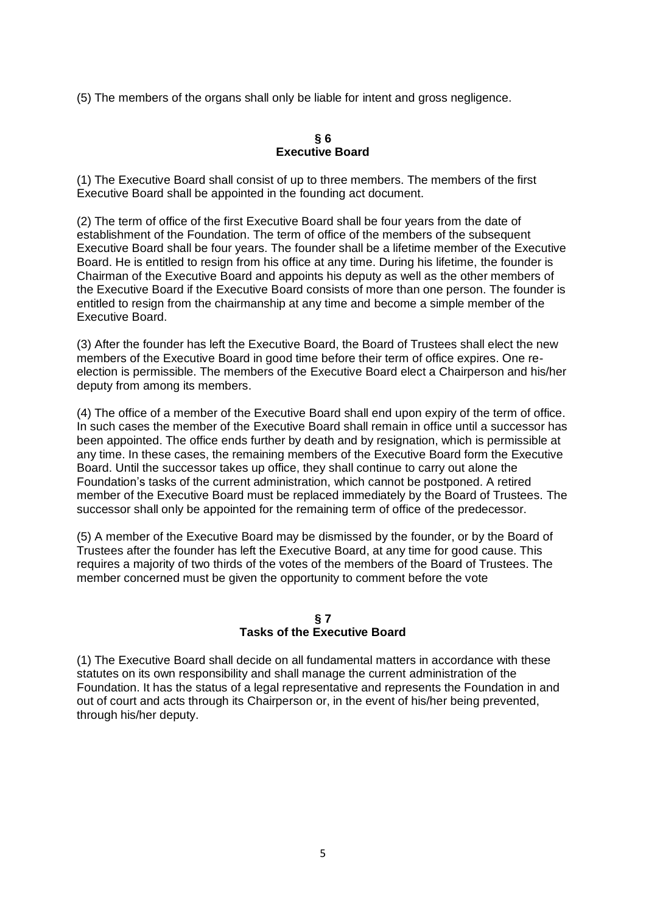(5) The members of the organs shall only be liable for intent and gross negligence.

## § 6
## Executive Board

(1) The Executive Board shall consist of up to three members. The members of the first Executive Board shall be appointed in the founding act document.

(2) The term of office of the first Executive Board shall be four years from the date of establishment of the Foundation. The term of office of the members of the subsequent Executive Board shall be four years. The founder shall be a lifetime member of the Executive Board. He is entitled to resign from his office at any time. During his lifetime, the founder is Chairman of the Executive Board and appoints his deputy as well as the other members of the Executive Board if the Executive Board consists of more than one person. The founder is entitled to resign from the chairmanship at any time and become a simple member of the Executive Board.

(3) After the founder has left the Executive Board, the Board of Trustees shall elect the new members of the Executive Board in good time before their term of office expires. One re-election is permissible. The members of the Executive Board elect a Chairperson and his/her deputy from among its members.

(4) The office of a member of the Executive Board shall end upon expiry of the term of office. In such cases the member of the Executive Board shall remain in office until a successor has been appointed. The office ends further by death and by resignation, which is permissible at any time. In these cases, the remaining members of the Executive Board form the Executive Board. Until the successor takes up office, they shall continue to carry out alone the Foundation's tasks of the current administration, which cannot be postponed. A retired member of the Executive Board must be replaced immediately by the Board of Trustees. The successor shall only be appointed for the remaining term of office of the predecessor.

(5) A member of the Executive Board may be dismissed by the founder, or by the Board of Trustees after the founder has left the Executive Board, at any time for good cause. This requires a majority of two thirds of the votes of the members of the Board of Trustees. The member concerned must be given the opportunity to comment before the vote

## § 7
## Tasks of the Executive Board

(1) The Executive Board shall decide on all fundamental matters in accordance with these statutes on its own responsibility and shall manage the current administration of the Foundation. It has the status of a legal representative and represents the Foundation in and out of court and acts through its Chairperson or, in the event of his/her being prevented, through his/her deputy.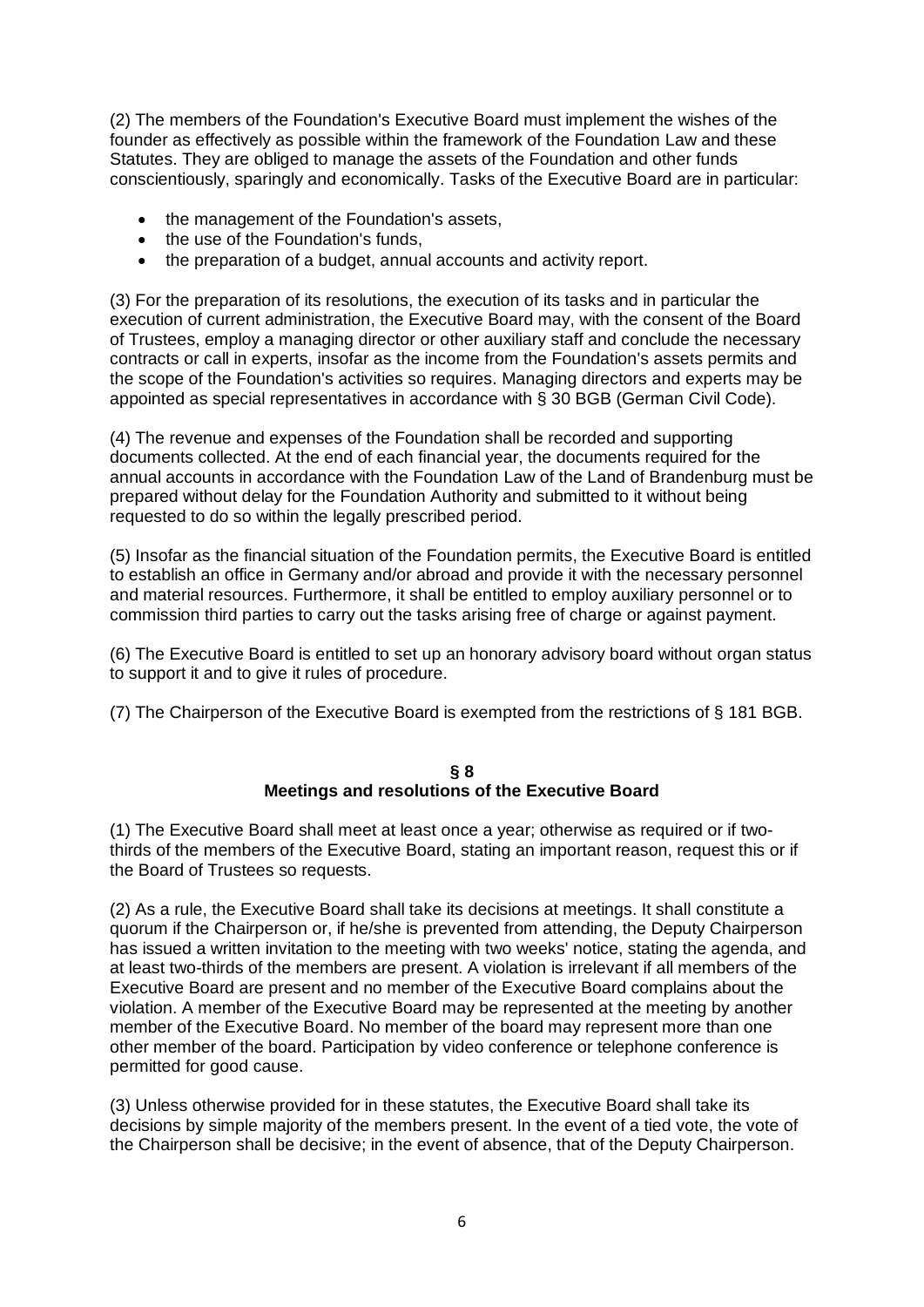(2) The members of the Foundation's Executive Board must implement the wishes of the founder as effectively as possible within the framework of the Foundation Law and these Statutes. They are obliged to manage the assets of the Foundation and other funds conscientiously, sparingly and economically. Tasks of the Executive Board are in particular:

- the management of the Foundation's assets,
- the use of the Foundation's funds,
- the preparation of a budget, annual accounts and activity report.

(3) For the preparation of its resolutions, the execution of its tasks and in particular the execution of current administration, the Executive Board may, with the consent of the Board of Trustees, employ a managing director or other auxiliary staff and conclude the necessary contracts or call in experts, insofar as the income from the Foundation's assets permits and the scope of the Foundation's activities so requires. Managing directors and experts may be appointed as special representatives in accordance with § 30 BGB (German Civil Code).

(4) The revenue and expenses of the Foundation shall be recorded and supporting documents collected. At the end of each financial year, the documents required for the annual accounts in accordance with the Foundation Law of the Land of Brandenburg must be prepared without delay for the Foundation Authority and submitted to it without being requested to do so within the legally prescribed period.

(5) Insofar as the financial situation of the Foundation permits, the Executive Board is entitled to establish an office in Germany and/or abroad and provide it with the necessary personnel and material resources. Furthermore, it shall be entitled to employ auxiliary personnel or to commission third parties to carry out the tasks arising free of charge or against payment.

(6) The Executive Board is entitled to set up an honorary advisory board without organ status to support it and to give it rules of procedure.

(7) The Chairperson of the Executive Board is exempted from the restrictions of § 181 BGB.

## § 8
## Meetings and resolutions of the Executive Board

(1) The Executive Board shall meet at least once a year; otherwise as required or if two-thirds of the members of the Executive Board, stating an important reason, request this or if the Board of Trustees so requests.

(2) As a rule, the Executive Board shall take its decisions at meetings. It shall constitute a quorum if the Chairperson or, if he/she is prevented from attending, the Deputy Chairperson has issued a written invitation to the meeting with two weeks' notice, stating the agenda, and at least two-thirds of the members are present. A violation is irrelevant if all members of the Executive Board are present and no member of the Executive Board complains about the violation. A member of the Executive Board may be represented at the meeting by another member of the Executive Board. No member of the board may represent more than one other member of the board. Participation by video conference or telephone conference is permitted for good cause.

(3) Unless otherwise provided for in these statutes, the Executive Board shall take its decisions by simple majority of the members present. In the event of a tied vote, the vote of the Chairperson shall be decisive; in the event of absence, that of the Deputy Chairperson.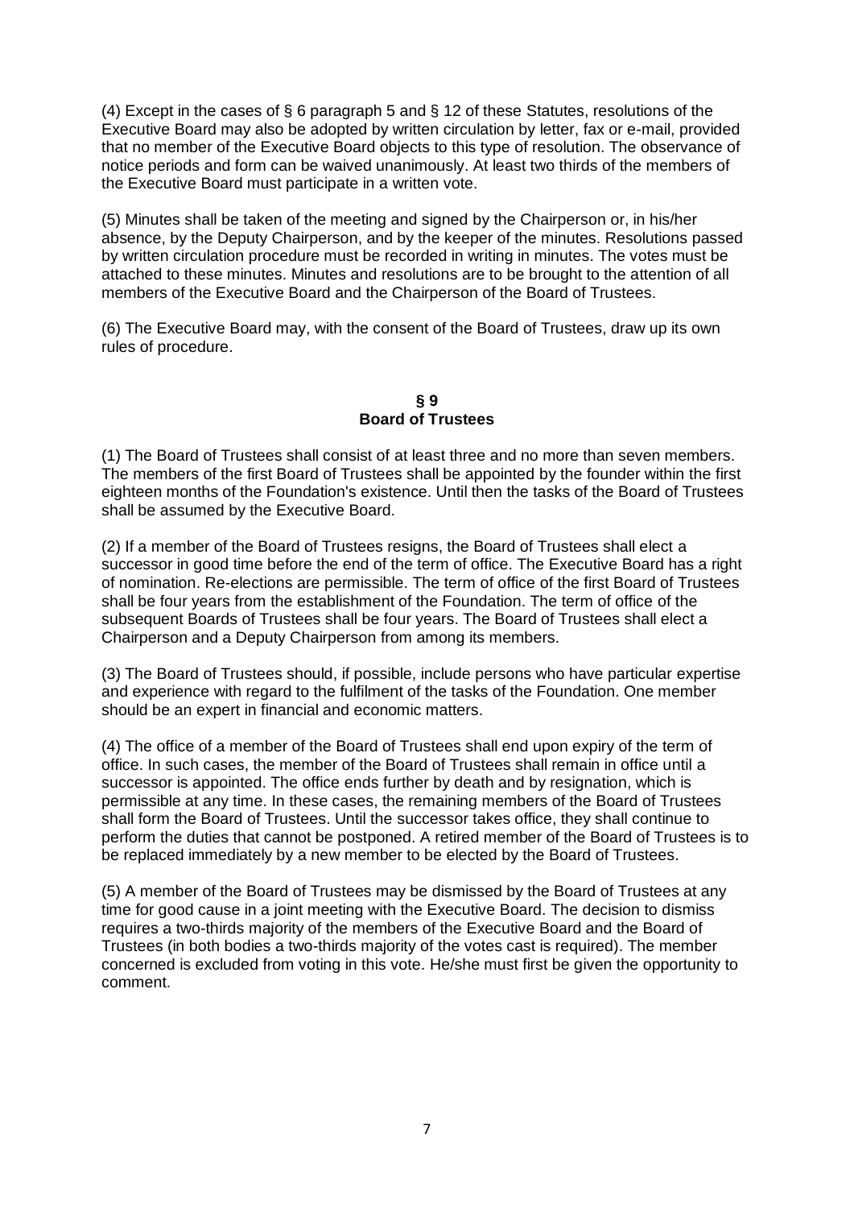(4) Except in the cases of § 6 paragraph 5 and § 12 of these Statutes, resolutions of the Executive Board may also be adopted by written circulation by letter, fax or e-mail, provided that no member of the Executive Board objects to this type of resolution. The observance of notice periods and form can be waived unanimously. At least two thirds of the members of the Executive Board must participate in a written vote.

(5) Minutes shall be taken of the meeting and signed by the Chairperson or, in his/her absence, by the Deputy Chairperson, and by the keeper of the minutes. Resolutions passed by written circulation procedure must be recorded in writing in minutes. The votes must be attached to these minutes. Minutes and resolutions are to be brought to the attention of all members of the Executive Board and the Chairperson of the Board of Trustees.

(6) The Executive Board may, with the consent of the Board of Trustees, draw up its own rules of procedure.

## § 9
## Board of Trustees

(1) The Board of Trustees shall consist of at least three and no more than seven members. The members of the first Board of Trustees shall be appointed by the founder within the first eighteen months of the Foundation's existence. Until then the tasks of the Board of Trustees shall be assumed by the Executive Board.

(2) If a member of the Board of Trustees resigns, the Board of Trustees shall elect a successor in good time before the end of the term of office. The Executive Board has a right of nomination. Re-elections are permissible. The term of office of the first Board of Trustees shall be four years from the establishment of the Foundation. The term of office of the subsequent Boards of Trustees shall be four years. The Board of Trustees shall elect a Chairperson and a Deputy Chairperson from among its members.

(3) The Board of Trustees should, if possible, include persons who have particular expertise and experience with regard to the fulfilment of the tasks of the Foundation. One member should be an expert in financial and economic matters.

(4) The office of a member of the Board of Trustees shall end upon expiry of the term of office. In such cases, the member of the Board of Trustees shall remain in office until a successor is appointed. The office ends further by death and by resignation, which is permissible at any time. In these cases, the remaining members of the Board of Trustees shall form the Board of Trustees. Until the successor takes office, they shall continue to perform the duties that cannot be postponed. A retired member of the Board of Trustees is to be replaced immediately by a new member to be elected by the Board of Trustees.

(5) A member of the Board of Trustees may be dismissed by the Board of Trustees at any time for good cause in a joint meeting with the Executive Board. The decision to dismiss requires a two-thirds majority of the members of the Executive Board and the Board of Trustees (in both bodies a two-thirds majority of the votes cast is required). The member concerned is excluded from voting in this vote. He/she must first be given the opportunity to comment.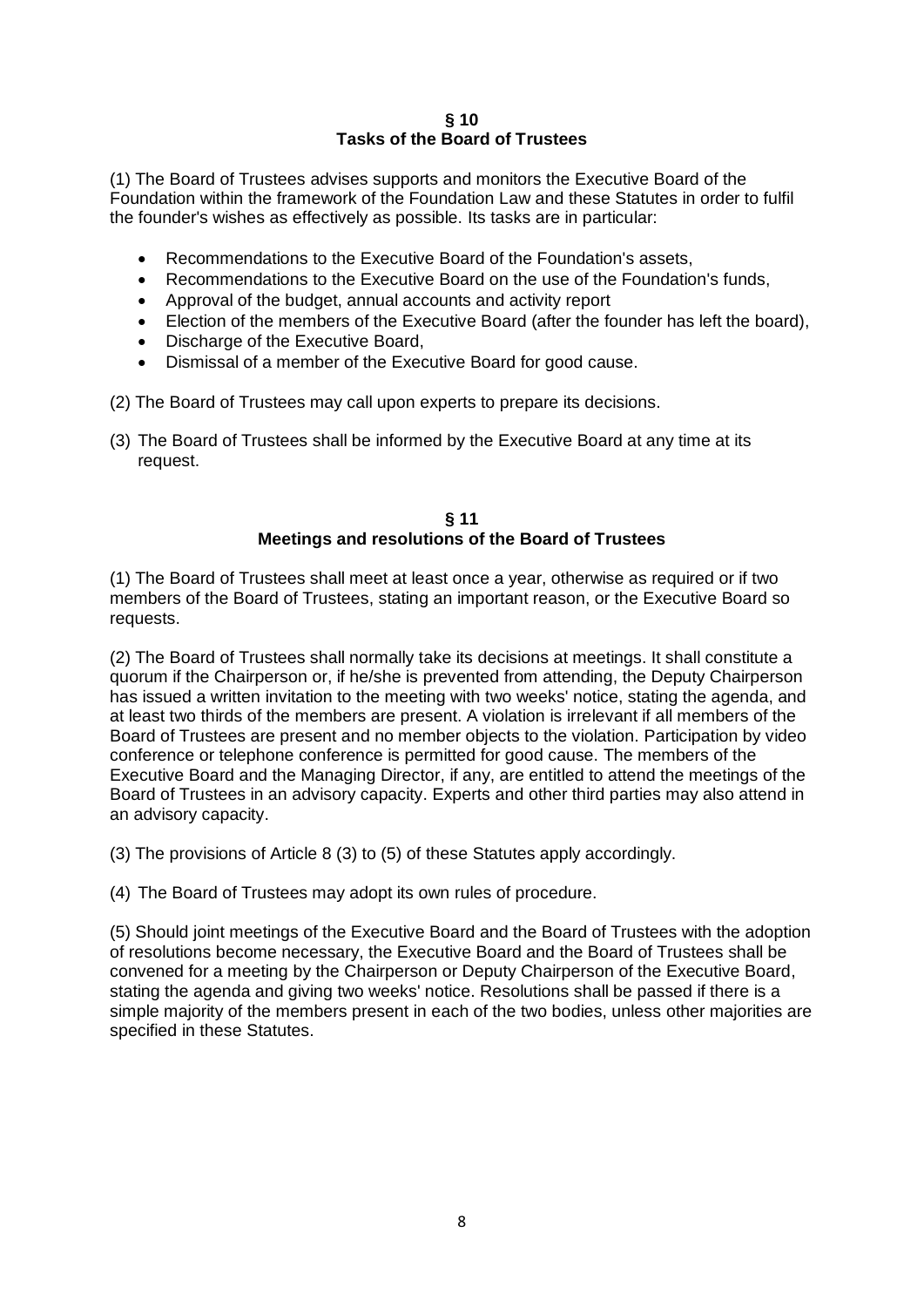## § 10
## Tasks of the Board of Trustees

(1) The Board of Trustees advises supports and monitors the Executive Board of the Foundation within the framework of the Foundation Law and these Statutes in order to fulfil the founder's wishes as effectively as possible. Its tasks are in particular:

- Recommendations to the Executive Board of the Foundation's assets,
- Recommendations to the Executive Board on the use of the Foundation's funds,
- Approval of the budget, annual accounts and activity report
- Election of the members of the Executive Board (after the founder has left the board),
- Discharge of the Executive Board,
- Dismissal of a member of the Executive Board for good cause.

(2) The Board of Trustees may call upon experts to prepare its decisions.

(3) The Board of Trustees shall be informed by the Executive Board at any time at its request.

## § 11
## Meetings and resolutions of the Board of Trustees

(1) The Board of Trustees shall meet at least once a year, otherwise as required or if two members of the Board of Trustees, stating an important reason, or the Executive Board so requests.

(2) The Board of Trustees shall normally take its decisions at meetings. It shall constitute a quorum if the Chairperson or, if he/she is prevented from attending, the Deputy Chairperson has issued a written invitation to the meeting with two weeks' notice, stating the agenda, and at least two thirds of the members are present. A violation is irrelevant if all members of the Board of Trustees are present and no member objects to the violation. Participation by video conference or telephone conference is permitted for good cause. The members of the Executive Board and the Managing Director, if any, are entitled to attend the meetings of the Board of Trustees in an advisory capacity. Experts and other third parties may also attend in an advisory capacity.

(3) The provisions of Article 8 (3) to (5) of these Statutes apply accordingly.

(4) The Board of Trustees may adopt its own rules of procedure.

(5) Should joint meetings of the Executive Board and the Board of Trustees with the adoption of resolutions become necessary, the Executive Board and the Board of Trustees shall be convened for a meeting by the Chairperson or Deputy Chairperson of the Executive Board, stating the agenda and giving two weeks' notice. Resolutions shall be passed if there is a simple majority of the members present in each of the two bodies, unless other majorities are specified in these Statutes.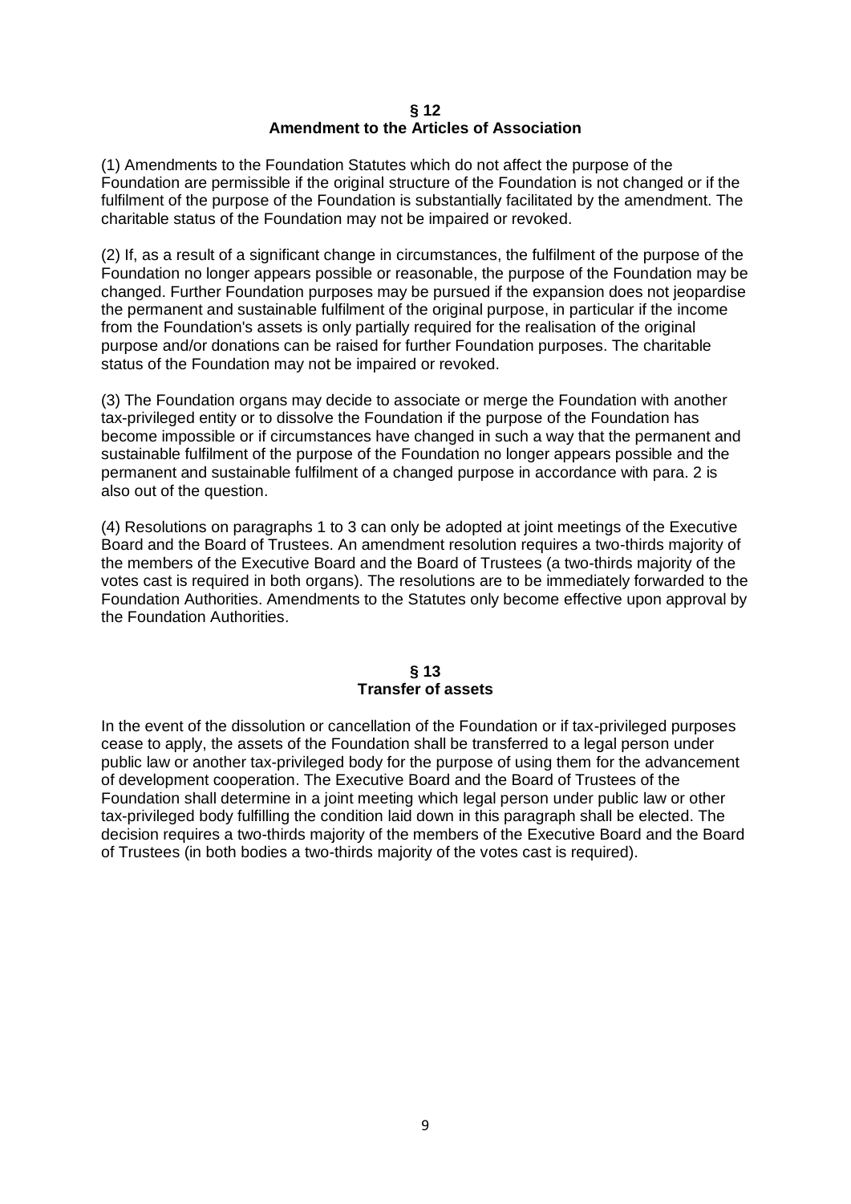## § 12
## Amendment to the Articles of Association

(1) Amendments to the Foundation Statutes which do not affect the purpose of the Foundation are permissible if the original structure of the Foundation is not changed or if the fulfilment of the purpose of the Foundation is substantially facilitated by the amendment. The charitable status of the Foundation may not be impaired or revoked.

(2) If, as a result of a significant change in circumstances, the fulfilment of the purpose of the Foundation no longer appears possible or reasonable, the purpose of the Foundation may be changed. Further Foundation purposes may be pursued if the expansion does not jeopardise the permanent and sustainable fulfilment of the original purpose, in particular if the income from the Foundation's assets is only partially required for the realisation of the original purpose and/or donations can be raised for further Foundation purposes. The charitable status of the Foundation may not be impaired or revoked.

(3) The Foundation organs may decide to associate or merge the Foundation with another tax-privileged entity or to dissolve the Foundation if the purpose of the Foundation has become impossible or if circumstances have changed in such a way that the permanent and sustainable fulfilment of the purpose of the Foundation no longer appears possible and the permanent and sustainable fulfilment of a changed purpose in accordance with para. 2 is also out of the question.

(4) Resolutions on paragraphs 1 to 3 can only be adopted at joint meetings of the Executive Board and the Board of Trustees. An amendment resolution requires a two-thirds majority of the members of the Executive Board and the Board of Trustees (a two-thirds majority of the votes cast is required in both organs). The resolutions are to be immediately forwarded to the Foundation Authorities. Amendments to the Statutes only become effective upon approval by the Foundation Authorities.

## § 13
## Transfer of assets

In the event of the dissolution or cancellation of the Foundation or if tax-privileged purposes cease to apply, the assets of the Foundation shall be transferred to a legal person under public law or another tax-privileged body for the purpose of using them for the advancement of development cooperation. The Executive Board and the Board of Trustees of the Foundation shall determine in a joint meeting which legal person under public law or other tax-privileged body fulfilling the condition laid down in this paragraph shall be elected. The decision requires a two-thirds majority of the members of the Executive Board and the Board of Trustees (in both bodies a two-thirds majority of the votes cast is required).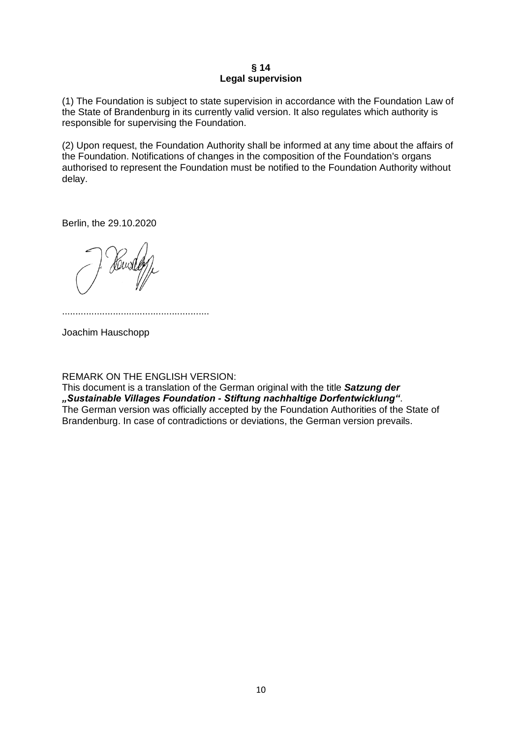### § 14
### Legal supervision

(1) The Foundation is subject to state supervision in accordance with the Foundation Law of the State of Brandenburg in its currently valid version. It also regulates which authority is responsible for supervising the Foundation.

(2) Upon request, the Foundation Authority shall be informed at any time about the affairs of the Foundation. Notifications of changes in the composition of the Foundation's organs authorised to represent the Foundation must be notified to the Foundation Authority without delay.

Berlin, the 29.10.2020

.......................................................

Joachim Hauschopp

REMARK ON THE ENGLISH VERSION:
This document is a translation of the German original with the title ***Satzung der „Sustainable Villages Foundation - Stiftung nachhaltige Dorfentwicklung“***.
The German version was officially accepted by the Foundation Authorities of the State of Brandenburg. In case of contradictions or deviations, the German version prevails.